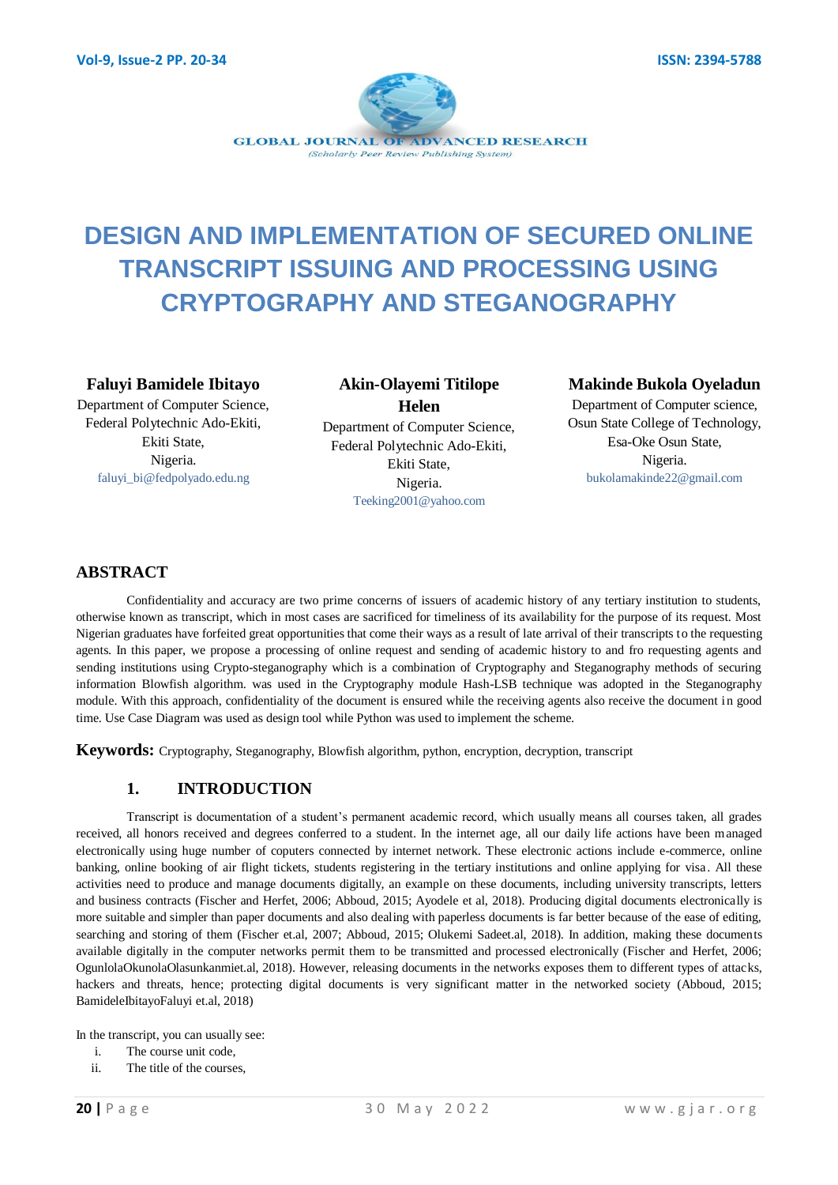# DESIGN AND IMPLEMENTATION OF SECURED ONLINE TRANSCRIPT ISSUING AND PROCESSING USING CRYPTOGRAPHY AND STEGANOGRAPHY

**Faluyi Bamidele Ibitayo**
Department of Computer Science,
Federal Polytechnic Ado-Ekiti,
Ekiti State,
Nigeria.
faluyi_bi@fedpolyado.edu.ng

**Akin-Olayemi Titilope Helen**
Department of Computer Science,
Federal Polytechnic Ado-Ekiti,
Ekiti State,
Nigeria.
Teeking2001@yahoo.com

**Makinde Bukola Oyeladun**
Department of Computer science,
Osun State College of Technology,
Esa-Oke Osun State,
Nigeria.
bukolamakinde22@gmail.com

## ABSTRACT

Confidentiality and accuracy are two prime concerns of issuers of academic history of any tertiary institution to students, otherwise known as transcript, which in most cases are sacrificed for timeliness of its availability for the purpose of its request. Most Nigerian graduates have forfeited great opportunities that come their ways as a result of late arrival of their transcripts to the requesting agents. In this paper, we propose a processing of online request and sending of academic history to and fro requesting agents and sending institutions using Crypto-steganography which is a combination of Cryptography and Steganography methods of securing information Blowfish algorithm. was used in the Cryptography module Hash-LSB technique was adopted in the Steganography module. With this approach, confidentiality of the document is ensured while the receiving agents also receive the document in good time. Use Case Diagram was used as design tool while Python was used to implement the scheme.

**Keywords:** Cryptography, Steganography, Blowfish algorithm, python, encryption, decryption, transcript

## 1. INTRODUCTION

Transcript is documentation of a student's permanent academic record, which usually means all courses taken, all grades received, all honors received and degrees conferred to a student. In the internet age, all our daily life actions have been managed electronically using huge number of coputers connected by internet network. These electronic actions include e-commerce, online banking, online booking of air flight tickets, students registering in the tertiary institutions and online applying for visa. All these activities need to produce and manage documents digitally, an example on these documents, including university transcripts, letters and business contracts (Fischer and Herfet, 2006; Abboud, 2015; Ayodele et al, 2018). Producing digital documents electronically is more suitable and simpler than paper documents and also dealing with paperless documents is far better because of the ease of editing, searching and storing of them (Fischer et.al, 2007; Abboud, 2015; Olukemi Sadeet.al, 2018). In addition, making these documents available digitally in the computer networks permit them to be transmitted and processed electronically (Fischer and Herfet, 2006; OgunlolaOkunolaOlasunkanmiet.al, 2018). However, releasing documents in the networks exposes them to different types of attacks, hackers and threats, hence; protecting digital documents is very significant matter in the networked society (Abboud, 2015; BamideleIbitayoFaluyi et.al, 2018)

In the transcript, you can usually see:

i. The course unit code,
ii. The title of the courses,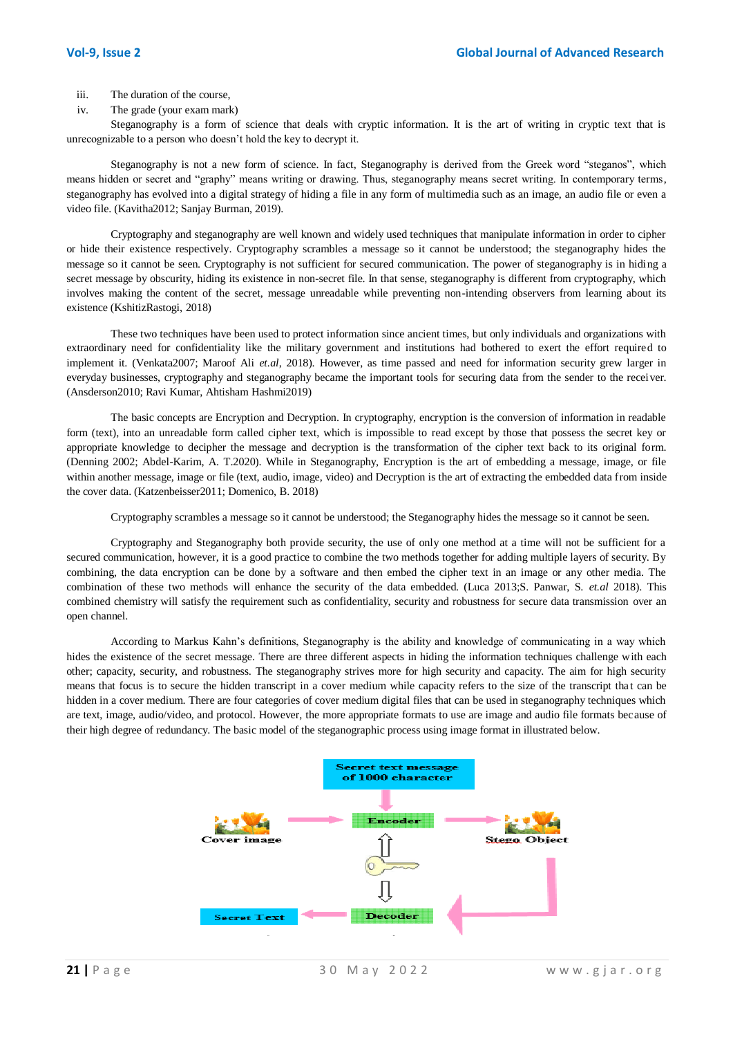iii. The duration of the course,

iv. The grade (your exam mark)

Steganography is a form of science that deals with cryptic information. It is the art of writing in cryptic text that is unrecognizable to a person who doesn't hold the key to decrypt it.

Steganography is not a new form of science. In fact, Steganography is derived from the Greek word "steganos", which means hidden or secret and "graphy" means writing or drawing. Thus, steganography means secret writing. In contemporary terms, steganography has evolved into a digital strategy of hiding a file in any form of multimedia such as an image, an audio file or even a video file. (Kavitha2012; Sanjay Burman, 2019).

Cryptography and steganography are well known and widely used techniques that manipulate information in order to cipher or hide their existence respectively. Cryptography scrambles a message so it cannot be understood; the steganography hides the message so it cannot be seen. Cryptography is not sufficient for secured communication. The power of steganography is in hiding a secret message by obscurity, hiding its existence in non-secret file. In that sense, steganography is different from cryptography, which involves making the content of the secret, message unreadable while preventing non-intending observers from learning about its existence (KshitizRastogi, 2018)

These two techniques have been used to protect information since ancient times, but only individuals and organizations with extraordinary need for confidentiality like the military government and institutions had bothered to exert the effort required to implement it. (Venkata2007; Maroof Ali *et.al*, 2018). However, as time passed and need for information security grew larger in everyday businesses, cryptography and steganography became the important tools for securing data from the sender to the receiver. (Ansderson2010; Ravi Kumar, Ahtisham Hashmi2019)

The basic concepts are Encryption and Decryption. In cryptography, encryption is the conversion of information in readable form (text), into an unreadable form called cipher text, which is impossible to read except by those that possess the secret key or appropriate knowledge to decipher the message and decryption is the transformation of the cipher text back to its original form. (Denning 2002; Abdel-Karim, A. T.2020). While in Steganography, Encryption is the art of embedding a message, image, or file within another message, image or file (text, audio, image, video) and Decryption is the art of extracting the embedded data from inside the cover data. (Katzenbeisser2011; Domenico, B. 2018)

Cryptography scrambles a message so it cannot be understood; the Steganography hides the message so it cannot be seen.

Cryptography and Steganography both provide security, the use of only one method at a time will not be sufficient for a secured communication, however, it is a good practice to combine the two methods together for adding multiple layers of security. By combining, the data encryption can be done by a software and then embed the cipher text in an image or any other media. The combination of these two methods will enhance the security of the data embedded. (Luca 2013;S. Panwar, S. *et.al* 2018). This combined chemistry will satisfy the requirement such as confidentiality, security and robustness for secure data transmission over an open channel.

According to Markus Kahn's definitions, Steganography is the ability and knowledge of communicating in a way which hides the existence of the secret message. There are three different aspects in hiding the information techniques challenge with each other; capacity, security, and robustness. The steganography strives more for high security and capacity. The aim for high security means that focus is to secure the hidden transcript in a cover medium while capacity refers to the size of the transcript that can be hidden in a cover medium. There are four categories of cover medium digital files that can be used in steganography techniques which are text, image, audio/video, and protocol. However, the more appropriate formats to use are image and audio file formats because of their high degree of redundancy. The basic model of the steganographic process using image format in illustrated below.

Secret text message of 1000 character

Cover image → Encoder → Stego Object

Decoder → Secret Text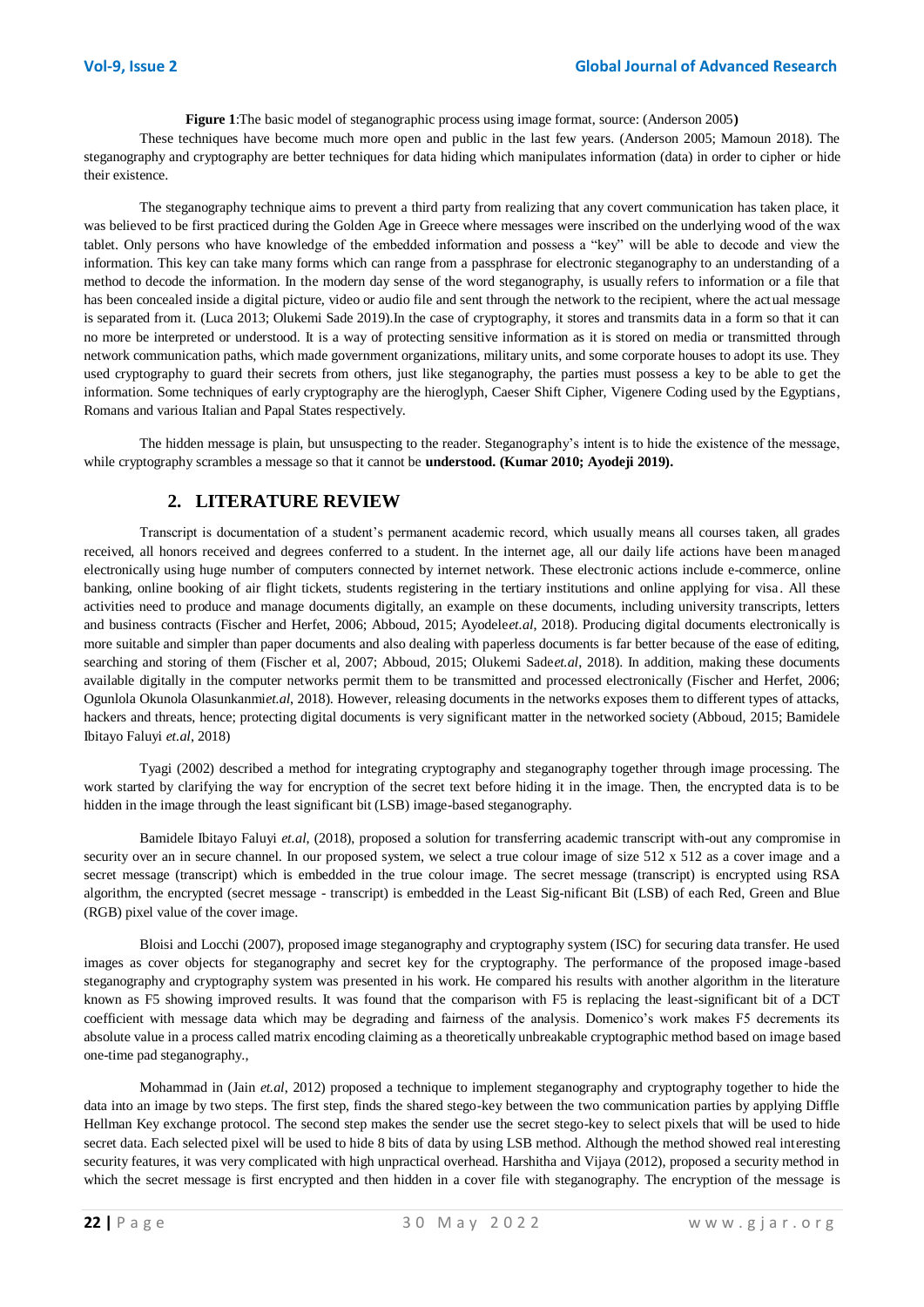**Figure 1**:The basic model of steganographic process using image format, source: (Anderson 2005**)**

These techniques have become much more open and public in the last few years. (Anderson 2005; Mamoun 2018). The steganography and cryptography are better techniques for data hiding which manipulates information (data) in order to cipher or hide their existence.

The steganography technique aims to prevent a third party from realizing that any covert communication has taken place, it was believed to be first practiced during the Golden Age in Greece where messages were inscribed on the underlying wood of the wax tablet. Only persons who have knowledge of the embedded information and possess a "key" will be able to decode and view the information. This key can take many forms which can range from a passphrase for electronic steganography to an understanding of a method to decode the information. In the modern day sense of the word steganography, is usually refers to information or a file that has been concealed inside a digital picture, video or audio file and sent through the network to the recipient, where the actual message is separated from it. (Luca 2013; Olukemi Sade 2019).In the case of cryptography, it stores and transmits data in a form so that it can no more be interpreted or understood. It is a way of protecting sensitive information as it is stored on media or transmitted through network communication paths, which made government organizations, military units, and some corporate houses to adopt its use. They used cryptography to guard their secrets from others, just like steganography, the parties must possess a key to be able to get the information. Some techniques of early cryptography are the hieroglyph, Caeser Shift Cipher, Vigenere Coding used by the Egyptians, Romans and various Italian and Papal States respectively.

The hidden message is plain, but unsuspecting to the reader. Steganography's intent is to hide the existence of the message, while cryptography scrambles a message so that it cannot be **understood. (Kumar 2010; Ayodeji 2019).**

## 2. LITERATURE REVIEW

Transcript is documentation of a student's permanent academic record, which usually means all courses taken, all grades received, all honors received and degrees conferred to a student. In the internet age, all our daily life actions have been managed electronically using huge number of computers connected by internet network. These electronic actions include e-commerce, online banking, online booking of air flight tickets, students registering in the tertiary institutions and online applying for visa. All these activities need to produce and manage documents digitally, an example on these documents, including university transcripts, letters and business contracts (Fischer and Herfet, 2006; Abboud, 2015; Ayodele*et.al*, 2018). Producing digital documents electronically is more suitable and simpler than paper documents and also dealing with paperless documents is far better because of the ease of editing, searching and storing of them (Fischer et al, 2007; Abboud, 2015; Olukemi Sade*et.al*, 2018). In addition, making these documents available digitally in the computer networks permit them to be transmitted and processed electronically (Fischer and Herfet, 2006; Ogunlola Okunola Olasunkanmi*et.al*, 2018). However, releasing documents in the networks exposes them to different types of attacks, hackers and threats, hence; protecting digital documents is very significant matter in the networked society (Abboud, 2015; Bamidele Ibitayo Faluyi *et.al*, 2018)

Tyagi (2002) described a method for integrating cryptography and steganography together through image processing. The work started by clarifying the way for encryption of the secret text before hiding it in the image. Then, the encrypted data is to be hidden in the image through the least significant bit (LSB) image-based steganography.

Bamidele Ibitayo Faluyi *et.al*, (2018), proposed a solution for transferring academic transcript with-out any compromise in security over an in secure channel. In our proposed system, we select a true colour image of size 512 x 512 as a cover image and a secret message (transcript) which is embedded in the true colour image. The secret message (transcript) is encrypted using RSA algorithm, the encrypted (secret message - transcript) is embedded in the Least Sig-nificant Bit (LSB) of each Red, Green and Blue (RGB) pixel value of the cover image.

Bloisi and Locchi (2007), proposed image steganography and cryptography system (ISC) for securing data transfer. He used images as cover objects for steganography and secret key for the cryptography. The performance of the proposed image-based steganography and cryptography system was presented in his work. He compared his results with another algorithm in the literature known as F5 showing improved results. It was found that the comparison with F5 is replacing the least-significant bit of a DCT coefficient with message data which may be degrading and fairness of the analysis. Domenico's work makes F5 decrements its absolute value in a process called matrix encoding claiming as a theoretically unbreakable cryptographic method based on image based one-time pad steganography.,

Mohammad in (Jain *et.al*, 2012) proposed a technique to implement steganography and cryptography together to hide the data into an image by two steps. The first step, finds the shared stego-key between the two communication parties by applying Diffle Hellman Key exchange protocol. The second step makes the sender use the secret stego-key to select pixels that will be used to hide secret data. Each selected pixel will be used to hide 8 bits of data by using LSB method. Although the method showed real interesting security features, it was very complicated with high unpractical overhead. Harshitha and Vijaya (2012), proposed a security method in which the secret message is first encrypted and then hidden in a cover file with steganography. The encryption of the message is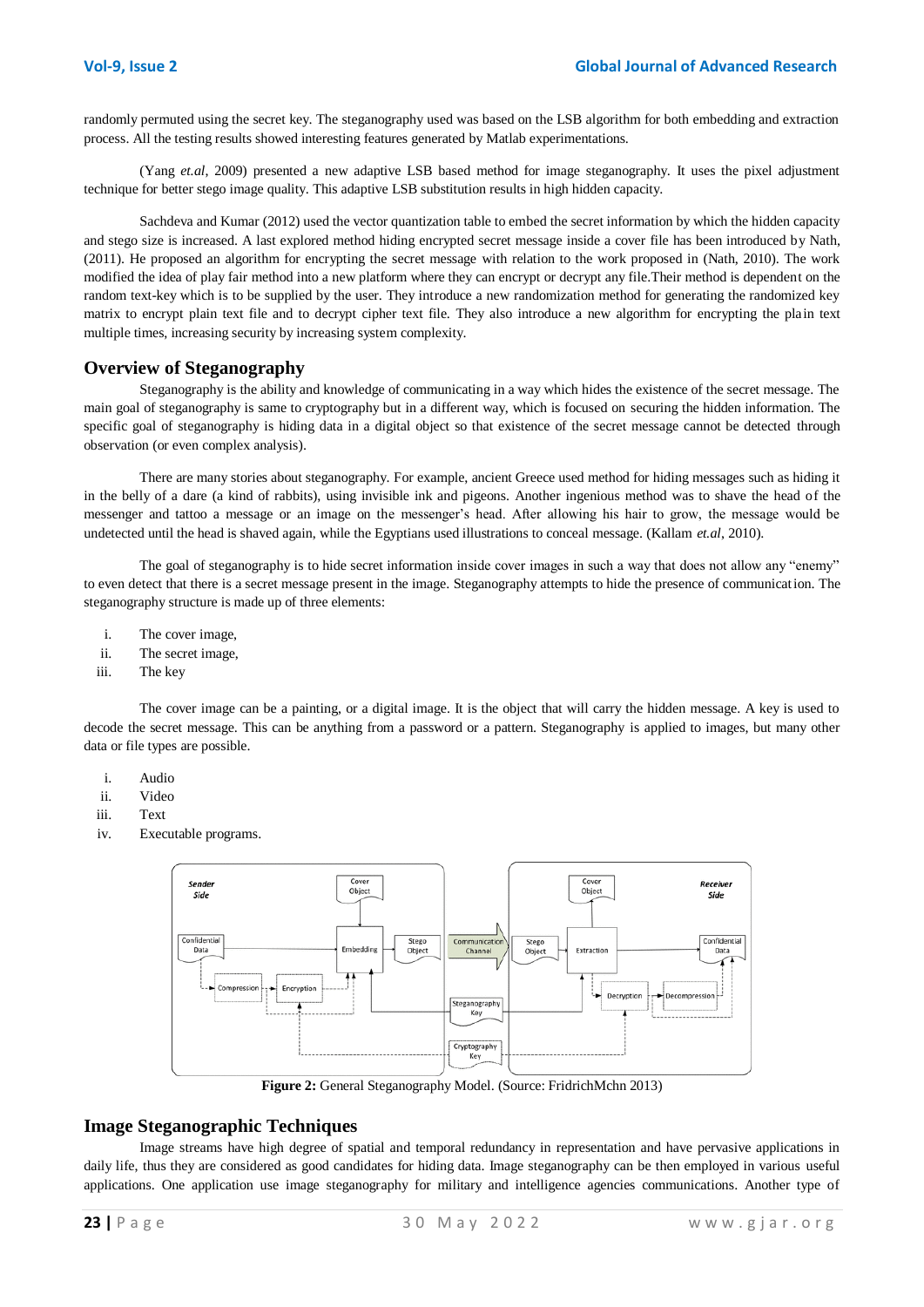randomly permuted using the secret key. The steganography used was based on the LSB algorithm for both embedding and extraction process. All the testing results showed interesting features generated by Matlab experimentations.

(Yang *et.al*, 2009) presented a new adaptive LSB based method for image steganography. It uses the pixel adjustment technique for better stego image quality. This adaptive LSB substitution results in high hidden capacity.

Sachdeva and Kumar (2012) used the vector quantization table to embed the secret information by which the hidden capacity and stego size is increased. A last explored method hiding encrypted secret message inside a cover file has been introduced by Nath, (2011). He proposed an algorithm for encrypting the secret message with relation to the work proposed in (Nath, 2010). The work modified the idea of play fair method into a new platform where they can encrypt or decrypt any file.Their method is dependent on the random text-key which is to be supplied by the user. They introduce a new randomization method for generating the randomized key matrix to encrypt plain text file and to decrypt cipher text file. They also introduce a new algorithm for encrypting the plain text multiple times, increasing security by increasing system complexity.

## Overview of Steganography

Steganography is the ability and knowledge of communicating in a way which hides the existence of the secret message. The main goal of steganography is same to cryptography but in a different way, which is focused on securing the hidden information. The specific goal of steganography is hiding data in a digital object so that existence of the secret message cannot be detected through observation (or even complex analysis).

There are many stories about steganography. For example, ancient Greece used method for hiding messages such as hiding it in the belly of a dare (a kind of rabbits), using invisible ink and pigeons. Another ingenious method was to shave the head of the messenger and tattoo a message or an image on the messenger's head. After allowing his hair to grow, the message would be undetected until the head is shaved again, while the Egyptians used illustrations to conceal message. (Kallam *et.al*, 2010).

The goal of steganography is to hide secret information inside cover images in such a way that does not allow any "enemy" to even detect that there is a secret message present in the image. Steganography attempts to hide the presence of communication. The steganography structure is made up of three elements:

i. The cover image,
ii. The secret image,
iii. The key

The cover image can be a painting, or a digital image. It is the object that will carry the hidden message. A key is used to decode the secret message. This can be anything from a password or a pattern. Steganography is applied to images, but many other data or file types are possible.

i. Audio
ii. Video
iii. Text
iv. Executable programs.

**Figure 2:** General Steganography Model. (Source: FridrichMchn 2013)

## Image Steganographic Techniques

Image streams have high degree of spatial and temporal redundancy in representation and have pervasive applications in daily life, thus they are considered as good candidates for hiding data. Image steganography can be then employed in various useful applications. One application use image steganography for military and intelligence agencies communications. Another type of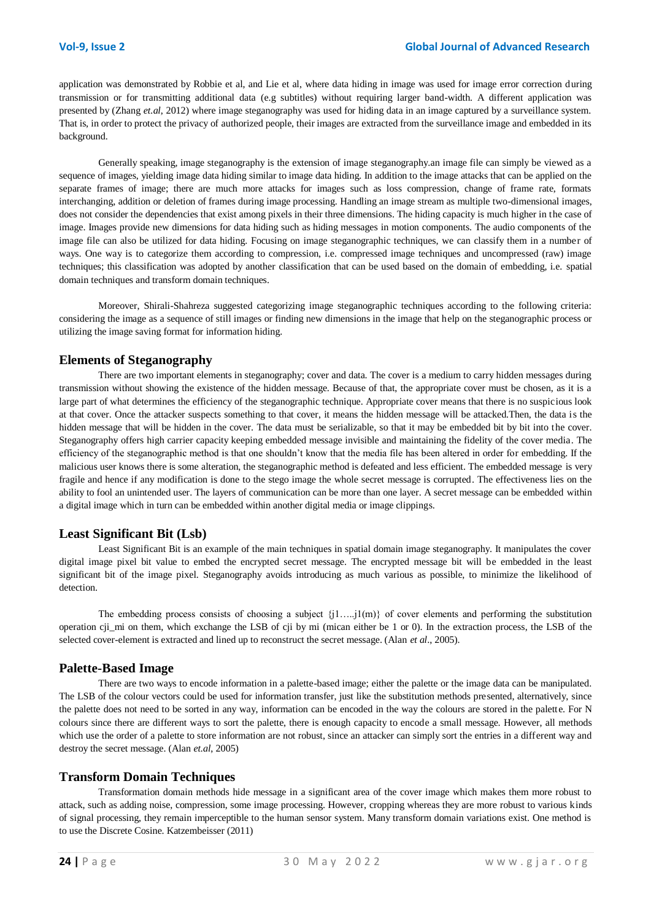application was demonstrated by Robbie et al, and Lie et al, where data hiding in image was used for image error correction during transmission or for transmitting additional data (e.g subtitles) without requiring larger band-width. A different application was presented by (Zhang *et.al*, 2012) where image steganography was used for hiding data in an image captured by a surveillance system. That is, in order to protect the privacy of authorized people, their images are extracted from the surveillance image and embedded in its background.

Generally speaking, image steganography is the extension of image steganography.an image file can simply be viewed as a sequence of images, yielding image data hiding similar to image data hiding. In addition to the image attacks that can be applied on the separate frames of image; there are much more attacks for images such as loss compression, change of frame rate, formats interchanging, addition or deletion of frames during image processing. Handling an image stream as multiple two-dimensional images, does not consider the dependencies that exist among pixels in their three dimensions. The hiding capacity is much higher in the case of image. Images provide new dimensions for data hiding such as hiding messages in motion components. The audio components of the image file can also be utilized for data hiding. Focusing on image steganographic techniques, we can classify them in a number of ways. One way is to categorize them according to compression, i.e. compressed image techniques and uncompressed (raw) image techniques; this classification was adopted by another classification that can be used based on the domain of embedding, i.e. spatial domain techniques and transform domain techniques.

Moreover, Shirali-Shahreza suggested categorizing image steganographic techniques according to the following criteria: considering the image as a sequence of still images or finding new dimensions in the image that help on the steganographic process or utilizing the image saving format for information hiding.

## Elements of Steganography

There are two important elements in steganography; cover and data. The cover is a medium to carry hidden messages during transmission without showing the existence of the hidden message. Because of that, the appropriate cover must be chosen, as it is a large part of what determines the efficiency of the steganographic technique. Appropriate cover means that there is no suspicious look at that cover. Once the attacker suspects something to that cover, it means the hidden message will be attacked.Then, the data is the hidden message that will be hidden in the cover. The data must be serializable, so that it may be embedded bit by bit into the cover. Steganography offers high carrier capacity keeping embedded message invisible and maintaining the fidelity of the cover media. The efficiency of the steganographic method is that one shouldn't know that the media file has been altered in order for embedding. If the malicious user knows there is some alteration, the steganographic method is defeated and less efficient. The embedded message is very fragile and hence if any modification is done to the stego image the whole secret message is corrupted. The effectiveness lies on the ability to fool an unintended user. The layers of communication can be more than one layer. A secret message can be embedded within a digital image which in turn can be embedded within another digital media or image clippings.

## Least Significant Bit (Lsb)

Least Significant Bit is an example of the main techniques in spatial domain image steganography. It manipulates the cover digital image pixel bit value to embed the encrypted secret message. The encrypted message bit will be embedded in the least significant bit of the image pixel. Steganography avoids introducing as much various as possible, to minimize the likelihood of detection.

The embedding process consists of choosing a subject {j1…..j1(m)} of cover elements and performing the substitution operation cji_mi on them, which exchange the LSB of cji by mi (mican either be 1 or 0). In the extraction process, the LSB of the selected cover-element is extracted and lined up to reconstruct the secret message. (Alan *et al*., 2005).

## Palette-Based Image

There are two ways to encode information in a palette-based image; either the palette or the image data can be manipulated. The LSB of the colour vectors could be used for information transfer, just like the substitution methods presented, alternatively, since the palette does not need to be sorted in any way, information can be encoded in the way the colours are stored in the palette. For N colours since there are different ways to sort the palette, there is enough capacity to encode a small message. However, all methods which use the order of a palette to store information are not robust, since an attacker can simply sort the entries in a different way and destroy the secret message. (Alan *et.al*, 2005)

## Transform Domain Techniques

Transformation domain methods hide message in a significant area of the cover image which makes them more robust to attack, such as adding noise, compression, some image processing. However, cropping whereas they are more robust to various kinds of signal processing, they remain imperceptible to the human sensor system. Many transform domain variations exist. One method is to use the Discrete Cosine. Katzembeisser (2011)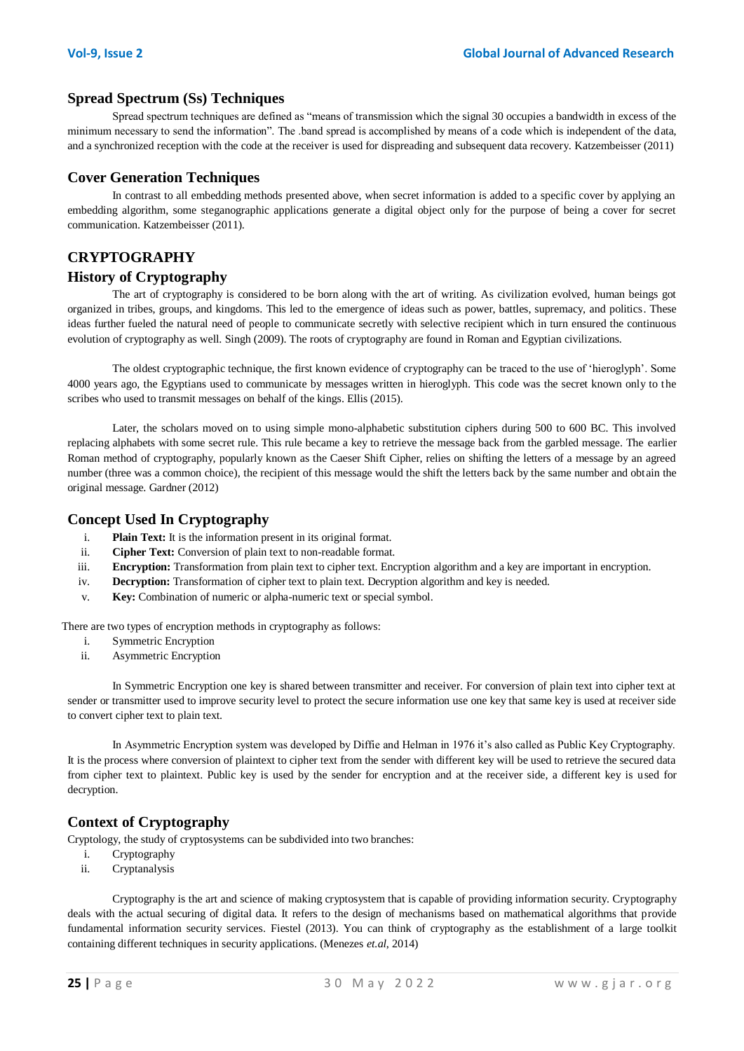## Spread Spectrum (Ss) Techniques

Spread spectrum techniques are defined as "means of transmission which the signal 30 occupies a bandwidth in excess of the minimum necessary to send the information". The .band spread is accomplished by means of a code which is independent of the data, and a synchronized reception with the code at the receiver is used for dispreading and subsequent data recovery. Katzembeisser (2011)

## Cover Generation Techniques

In contrast to all embedding methods presented above, when secret information is added to a specific cover by applying an embedding algorithm, some steganographic applications generate a digital object only for the purpose of being a cover for secret communication. Katzembeisser (2011).

# CRYPTOGRAPHY

## History of Cryptography

The art of cryptography is considered to be born along with the art of writing. As civilization evolved, human beings got organized in tribes, groups, and kingdoms. This led to the emergence of ideas such as power, battles, supremacy, and politics. These ideas further fueled the natural need of people to communicate secretly with selective recipient which in turn ensured the continuous evolution of cryptography as well. Singh (2009). The roots of cryptography are found in Roman and Egyptian civilizations.

The oldest cryptographic technique, the first known evidence of cryptography can be traced to the use of 'hieroglyph'. Some 4000 years ago, the Egyptians used to communicate by messages written in hieroglyph. This code was the secret known only to the scribes who used to transmit messages on behalf of the kings. Ellis (2015).

Later, the scholars moved on to using simple mono-alphabetic substitution ciphers during 500 to 600 BC. This involved replacing alphabets with some secret rule. This rule became a key to retrieve the message back from the garbled message. The earlier Roman method of cryptography, popularly known as the Caeser Shift Cipher, relies on shifting the letters of a message by an agreed number (three was a common choice), the recipient of this message would the shift the letters back by the same number and obtain the original message. Gardner (2012)

## Concept Used In Cryptography

i. **Plain Text:** It is the information present in its original format.
ii. **Cipher Text:** Conversion of plain text to non-readable format.
iii. **Encryption:** Transformation from plain text to cipher text. Encryption algorithm and a key are important in encryption.
iv. **Decryption:** Transformation of cipher text to plain text. Decryption algorithm and key is needed.
v. **Key:** Combination of numeric or alpha-numeric text or special symbol.

There are two types of encryption methods in cryptography as follows:

i. Symmetric Encryption
ii. Asymmetric Encryption

In Symmetric Encryption one key is shared between transmitter and receiver. For conversion of plain text into cipher text at sender or transmitter used to improve security level to protect the secure information use one key that same key is used at receiver side to convert cipher text to plain text.

In Asymmetric Encryption system was developed by Diffie and Helman in 1976 it's also called as Public Key Cryptography. It is the process where conversion of plaintext to cipher text from the sender with different key will be used to retrieve the secured data from cipher text to plaintext. Public key is used by the sender for encryption and at the receiver side, a different key is used for decryption.

## Context of Cryptography

Cryptology, the study of cryptosystems can be subdivided into two branches:

i. Cryptography
ii. Cryptanalysis

Cryptography is the art and science of making cryptosystem that is capable of providing information security. Cryptography deals with the actual securing of digital data. It refers to the design of mechanisms based on mathematical algorithms that provide fundamental information security services. Fiestel (2013). You can think of cryptography as the establishment of a large toolkit containing different techniques in security applications. (Menezes *et.al,* 2014)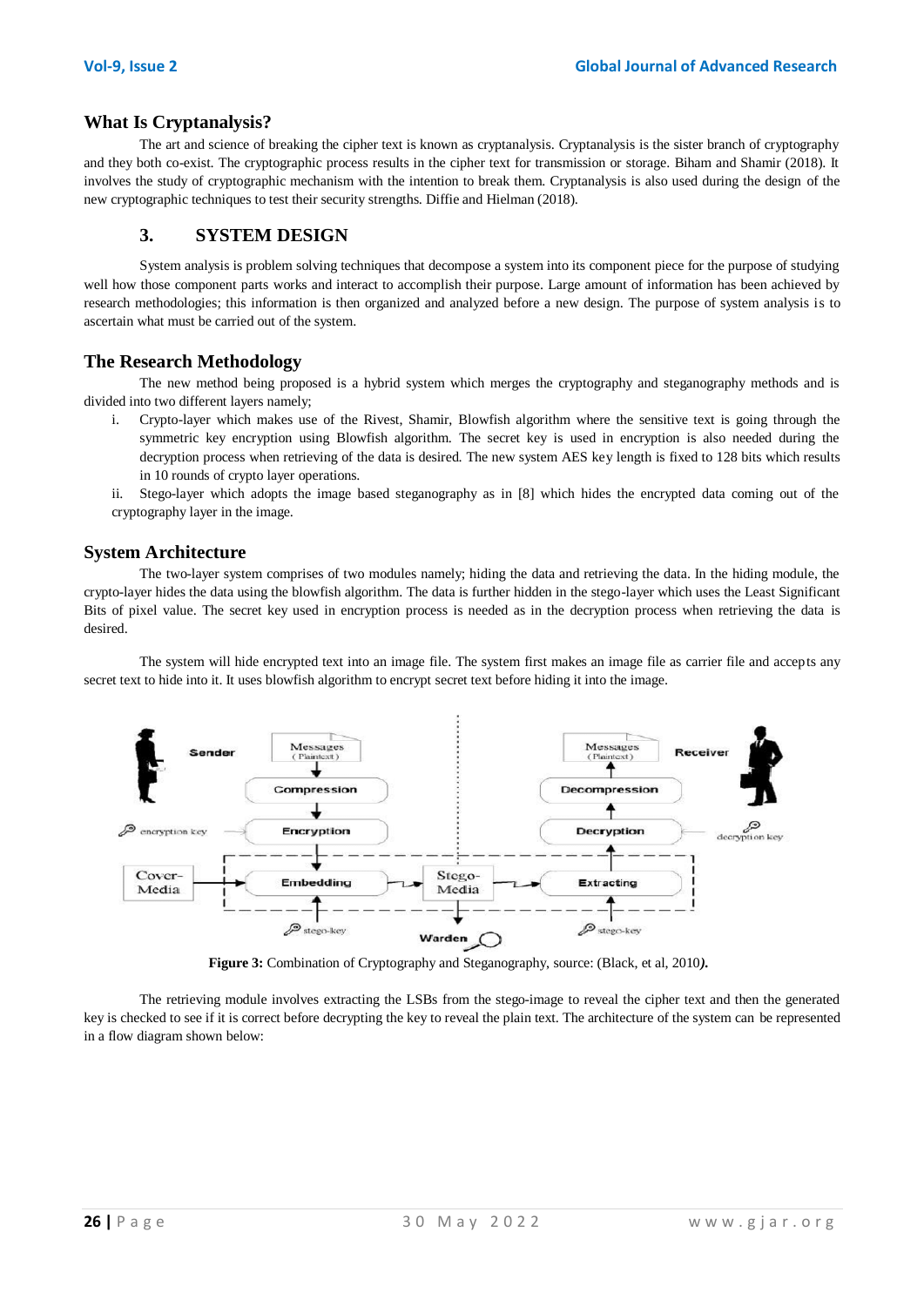## What Is Cryptanalysis?

The art and science of breaking the cipher text is known as cryptanalysis. Cryptanalysis is the sister branch of cryptography and they both co-exist. The cryptographic process results in the cipher text for transmission or storage. Biham and Shamir (2018). It involves the study of cryptographic mechanism with the intention to break them. Cryptanalysis is also used during the design of the new cryptographic techniques to test their security strengths. Diffie and Hielman (2018).

## 3. SYSTEM DESIGN

System analysis is problem solving techniques that decompose a system into its component piece for the purpose of studying well how those component parts works and interact to accomplish their purpose. Large amount of information has been achieved by research methodologies; this information is then organized and analyzed before a new design. The purpose of system analysis is to ascertain what must be carried out of the system.

## The Research Methodology

The new method being proposed is a hybrid system which merges the cryptography and steganography methods and is divided into two different layers namely;

i. Crypto-layer which makes use of the Rivest, Shamir, Blowfish algorithm where the sensitive text is going through the symmetric key encryption using Blowfish algorithm. The secret key is used in encryption is also needed during the decryption process when retrieving of the data is desired. The new system AES key length is fixed to 128 bits which results in 10 rounds of crypto layer operations.

ii. Stego-layer which adopts the image based steganography as in [8] which hides the encrypted data coming out of the cryptography layer in the image.

## System Architecture

The two-layer system comprises of two modules namely; hiding the data and retrieving the data. In the hiding module, the crypto-layer hides the data using the blowfish algorithm. The data is further hidden in the stego-layer which uses the Least Significant Bits of pixel value. The secret key used in encryption process is needed as in the decryption process when retrieving the data is desired.

The system will hide encrypted text into an image file. The system first makes an image file as carrier file and accepts any secret text to hide into it. It uses blowfish algorithm to encrypt secret text before hiding it into the image.

**Figure 3:** Combination of Cryptography and Steganography, source: (Black, et al, 2010***)***.

The retrieving module involves extracting the LSBs from the stego-image to reveal the cipher text and then the generated key is checked to see if it is correct before decrypting the key to reveal the plain text. The architecture of the system can be represented in a flow diagram shown below: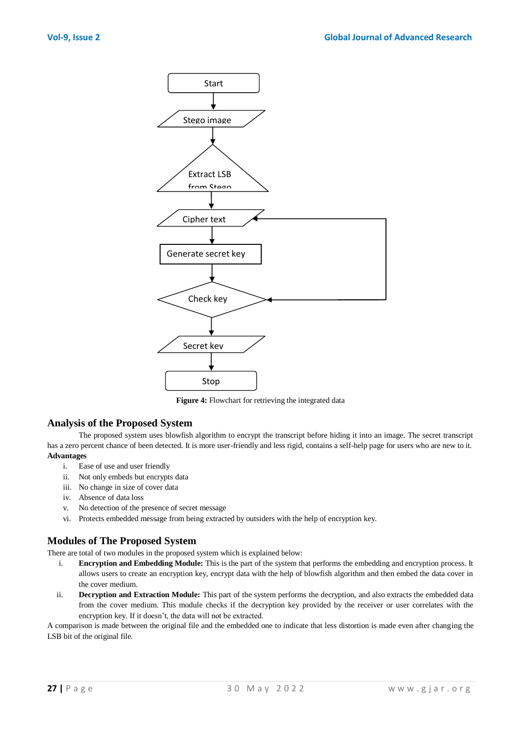Figure 4: Flowchart for retrieving the integrated data

## Analysis of the Proposed System

The proposed system uses blowfish algorithm to encrypt the transcript before hiding it into an image. The secret transcript has a zero percent chance of been detected. It is more user-friendly and less rigid, contains a self-help page for users who are new to it.

**Advantages**

i. Ease of use and user friendly
ii. Not only embeds but encrypts data
iii. No change in size of cover data
iv. Absence of data loss
v. No detection of the presence of secret message
vi. Protects embedded message from being extracted by outsiders with the help of encryption key.

## Modules of The Proposed System

There are total of two modules in the proposed system which is explained below:

i. **Encryption and Embedding Module:** This is the part of the system that performs the embedding and encryption process. It allows users to create an encryption key, encrypt data with the help of blowfish algorithm and then embed the data cover in the cover medium.
ii. **Decryption and Extraction Module:** This part of the system performs the decryption, and also extracts the embedded data from the cover medium. This module checks if the decryption key provided by the receiver or user correlates with the encryption key. If it doesn't, the data will not be extracted.

A comparison is made between the original file and the embedded one to indicate that less distortion is made even after changing the LSB bit of the original file.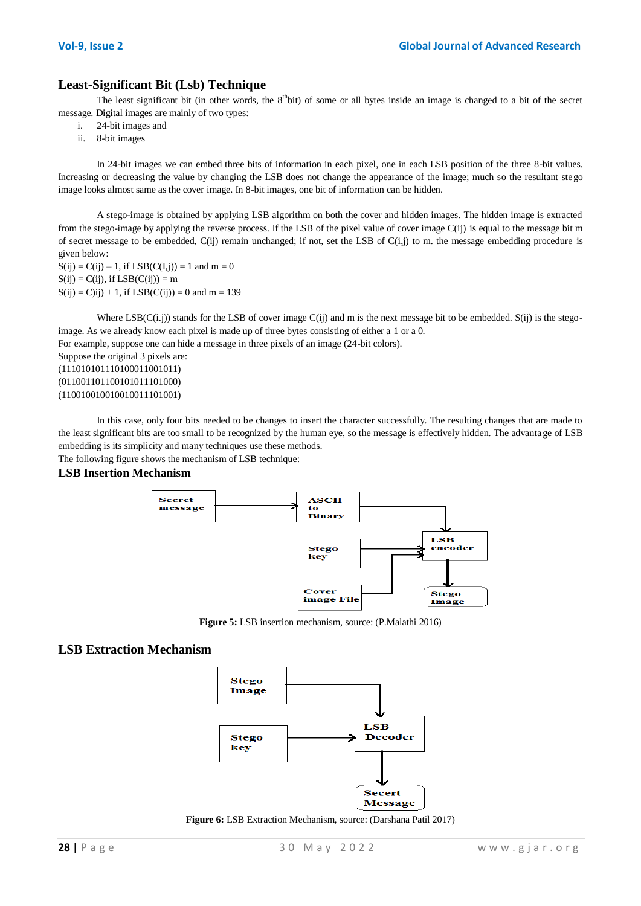## Least-Significant Bit (Lsb) Technique

The least significant bit (in other words, the 8[th]bit) of some or all bytes inside an image is changed to a bit of the secret message. Digital images are mainly of two types:

i. 24-bit images and
ii. 8-bit images

In 24-bit images we can embed three bits of information in each pixel, one in each LSB position of the three 8-bit values. Increasing or decreasing the value by changing the LSB does not change the appearance of the image; much so the resultant stego image looks almost same as the cover image. In 8-bit images, one bit of information can be hidden.

A stego-image is obtained by applying LSB algorithm on both the cover and hidden images. The hidden image is extracted from the stego-image by applying the reverse process. If the LSB of the pixel value of cover image C(ij) is equal to the message bit m of secret message to be embedded, C(ij) remain unchanged; if not, set the LSB of C(i,j) to m. the message embedding procedure is given below:

S(ij) = C(ij) – 1, if LSB(C(I,j)) = 1 and m = 0
S(ij) = C(ij), if LSB(C(ij)) = m
S(ij) = C)ij) + 1, if LSB(C(ij)) = 0 and m = 139

Where LSB(C(i.j)) stands for the LSB of cover image C(ij) and m is the next message bit to be embedded. S(ij) is the stego-image. As we already know each pixel is made up of three bytes consisting of either a 1 or a 0.
For example, suppose one can hide a message in three pixels of an image (24-bit colors).
Suppose the original 3 pixels are:
(11101010111010001100101l)
(01100110110010101110100​0)
(11001001001001001110100​1)

In this case, only four bits needed to be changes to insert the character successfully. The resulting changes that are made to the least significant bits are too small to be recognized by the human eye, so the message is effectively hidden. The advantage of LSB embedding is its simplicity and many techniques use these methods.
The following figure shows the mechanism of LSB technique:

### LSB Insertion Mechanism

**Figure 5:** LSB insertion mechanism, source: (P.Malathi 2016)

### LSB Extraction Mechanism

**Figure 6:** LSB Extraction Mechanism, source: (Darshana Patil 2017)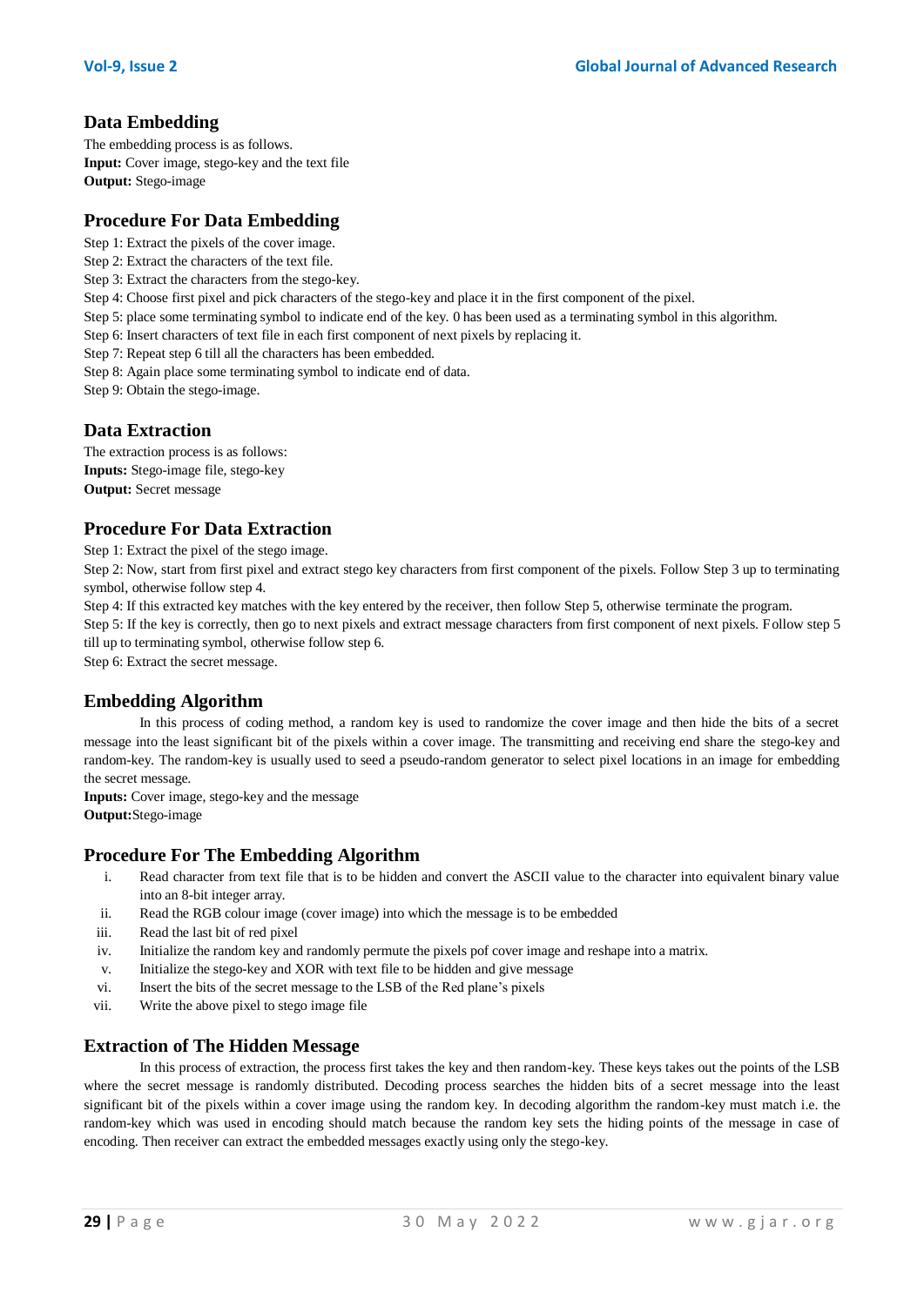## Data Embedding

The embedding process is as follows.
**Input:** Cover image, stego-key and the text file
**Output:** Stego-image

## Procedure For Data Embedding

Step 1: Extract the pixels of the cover image.
Step 2: Extract the characters of the text file.
Step 3: Extract the characters from the stego-key.
Step 4: Choose first pixel and pick characters of the stego-key and place it in the first component of the pixel.
Step 5: place some terminating symbol to indicate end of the key. 0 has been used as a terminating symbol in this algorithm.
Step 6: Insert characters of text file in each first component of next pixels by replacing it.
Step 7: Repeat step 6 till all the characters has been embedded.
Step 8: Again place some terminating symbol to indicate end of data.
Step 9: Obtain the stego-image.

## Data Extraction

The extraction process is as follows:
**Inputs:** Stego-image file, stego-key
**Output:** Secret message

## Procedure For Data Extraction

Step 1: Extract the pixel of the stego image.
Step 2: Now, start from first pixel and extract stego key characters from first component of the pixels. Follow Step 3 up to terminating symbol, otherwise follow step 4.
Step 4: If this extracted key matches with the key entered by the receiver, then follow Step 5, otherwise terminate the program.
Step 5: If the key is correctly, then go to next pixels and extract message characters from first component of next pixels. Follow step 5 till up to terminating symbol, otherwise follow step 6.
Step 6: Extract the secret message.

## Embedding Algorithm

In this process of coding method, a random key is used to randomize the cover image and then hide the bits of a secret message into the least significant bit of the pixels within a cover image. The transmitting and receiving end share the stego-key and random-key. The random-key is usually used to seed a pseudo-random generator to select pixel locations in an image for embedding the secret message.
**Inputs:** Cover image, stego-key and the message
**Output:**Stego-image

## Procedure For The Embedding Algorithm

i. Read character from text file that is to be hidden and convert the ASCII value to the character into equivalent binary value into an 8-bit integer array.
ii. Read the RGB colour image (cover image) into which the message is to be embedded
iii. Read the last bit of red pixel
iv. Initialize the random key and randomly permute the pixels pof cover image and reshape into a matrix.
v. Initialize the stego-key and XOR with text file to be hidden and give message
vi. Insert the bits of the secret message to the LSB of the Red plane's pixels
vii. Write the above pixel to stego image file

## Extraction of The Hidden Message

In this process of extraction, the process first takes the key and then random-key. These keys takes out the points of the LSB where the secret message is randomly distributed. Decoding process searches the hidden bits of a secret message into the least significant bit of the pixels within a cover image using the random key. In decoding algorithm the random-key must match i.e. the random-key which was used in encoding should match because the random key sets the hiding points of the message in case of encoding. Then receiver can extract the embedded messages exactly using only the stego-key.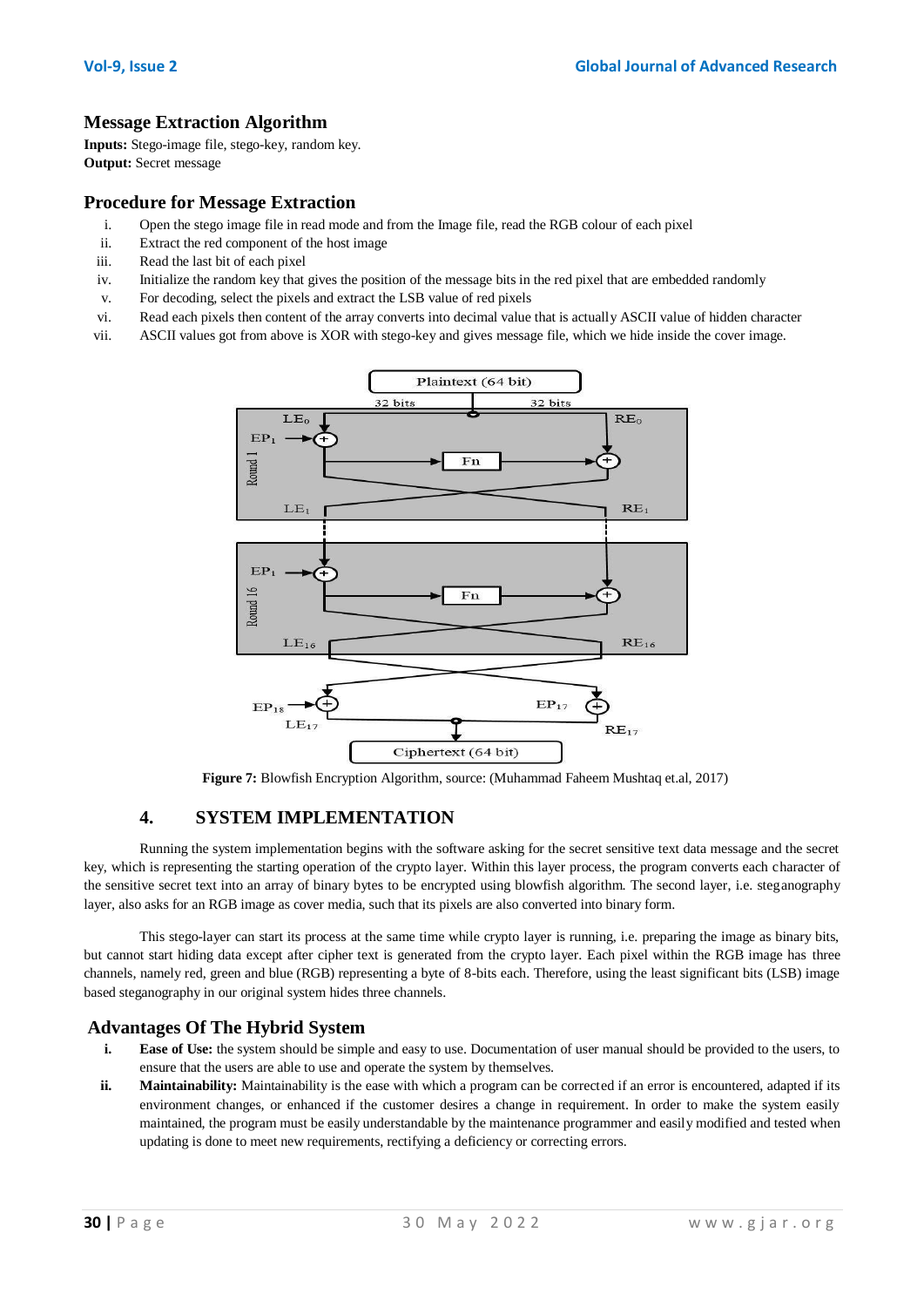## Message Extraction Algorithm

**Inputs:** Stego-image file, stego-key, random key.
**Output:** Secret message

## Procedure for Message Extraction

i. Open the stego image file in read mode and from the Image file, read the RGB colour of each pixel
ii. Extract the red component of the host image
iii. Read the last bit of each pixel
iv. Initialize the random key that gives the position of the message bits in the red pixel that are embedded randomly
v. For decoding, select the pixels and extract the LSB value of red pixels
vi. Read each pixels then content of the array converts into decimal value that is actually ASCII value of hidden character
vii. ASCII values got from above is XOR with stego-key and gives message file, which we hide inside the cover image.

**Figure 7:** Blowfish Encryption Algorithm, source: (Muhammad Faheem Mushtaq et.al, 2017)

## 4. SYSTEM IMPLEMENTATION

Running the system implementation begins with the software asking for the secret sensitive text data message and the secret key, which is representing the starting operation of the crypto layer. Within this layer process, the program converts each character of the sensitive secret text into an array of binary bytes to be encrypted using blowfish algorithm. The second layer, i.e. steganography layer, also asks for an RGB image as cover media, such that its pixels are also converted into binary form.

This stego-layer can start its process at the same time while crypto layer is running, i.e. preparing the image as binary bits, but cannot start hiding data except after cipher text is generated from the crypto layer. Each pixel within the RGB image has three channels, namely red, green and blue (RGB) representing a byte of 8-bits each. Therefore, using the least significant bits (LSB) image based steganography in our original system hides three channels.

## Advantages Of The Hybrid System

**i.** **Ease of Use:** the system should be simple and easy to use. Documentation of user manual should be provided to the users, to ensure that the users are able to use and operate the system by themselves.

**ii.** **Maintainability:** Maintainability is the ease with which a program can be corrected if an error is encountered, adapted if its environment changes, or enhanced if the customer desires a change in requirement. In order to make the system easily maintained, the program must be easily understandable by the maintenance programmer and easily modified and tested when updating is done to meet new requirements, rectifying a deficiency or correcting errors.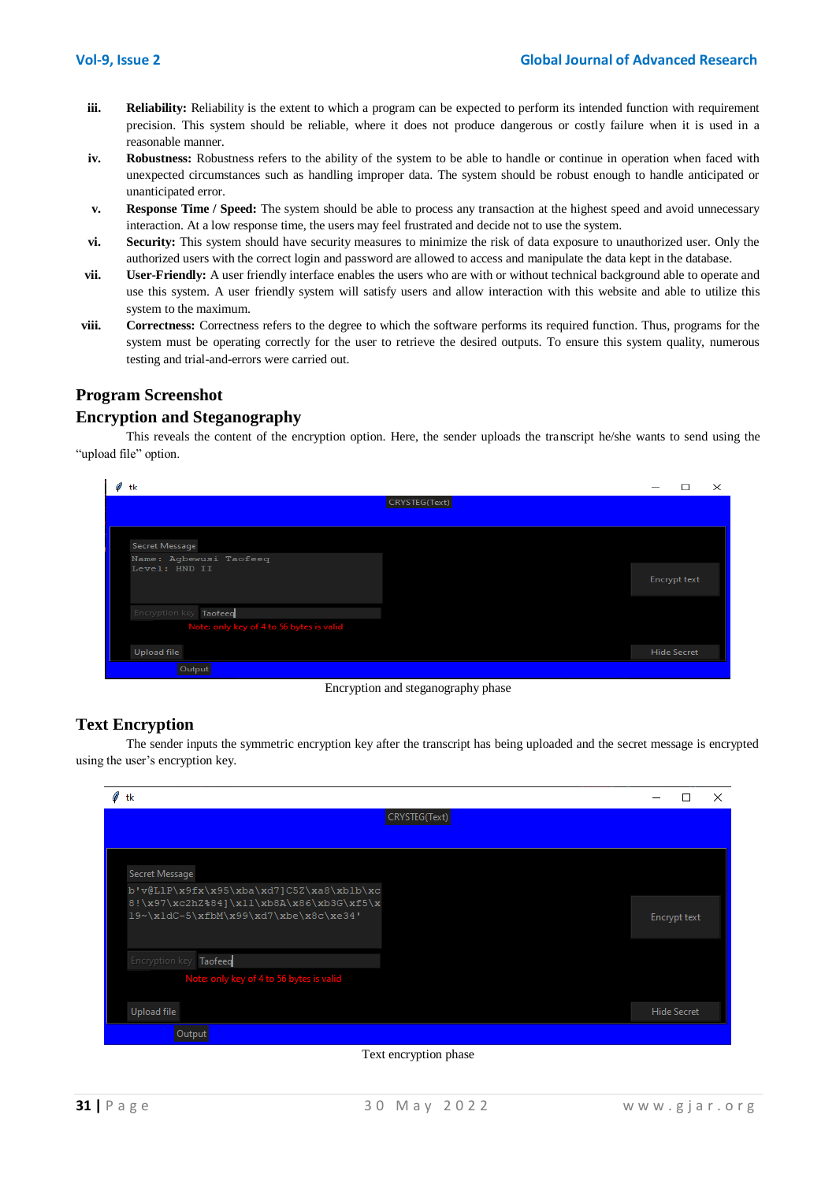iii. **Reliability:** Reliability is the extent to which a program can be expected to perform its intended function with requirement precision. This system should be reliable, where it does not produce dangerous or costly failure when it is used in a reasonable manner.

iv. **Robustness:** Robustness refers to the ability of the system to be able to handle or continue in operation when faced with unexpected circumstances such as handling improper data. The system should be robust enough to handle anticipated or unanticipated error.

v. **Response Time / Speed:** The system should be able to process any transaction at the highest speed and avoid unnecessary interaction. At a low response time, the users may feel frustrated and decide not to use the system.

vi. **Security:** This system should have security measures to minimize the risk of data exposure to unauthorized user. Only the authorized users with the correct login and password are allowed to access and manipulate the data kept in the database.

vii. **User-Friendly:** A user friendly interface enables the users who are with or without technical background able to operate and use this system. A user friendly system will satisfy users and allow interaction with this website and able to utilize this system to the maximum.

viii. **Correctness:** Correctness refers to the degree to which the software performs its required function. Thus, programs for the system must be operating correctly for the user to retrieve the desired outputs. To ensure this system quality, numerous testing and trial-and-errors were carried out.

## Program Screenshot

## Encryption and Steganography

This reveals the content of the encryption option. Here, the sender uploads the transcript he/she wants to send using the "upload file" option.

Encryption and steganography phase

## Text Encryption

The sender inputs the symmetric encryption key after the transcript has being uploaded and the secret message is encrypted using the user's encryption key.

Text encryption phase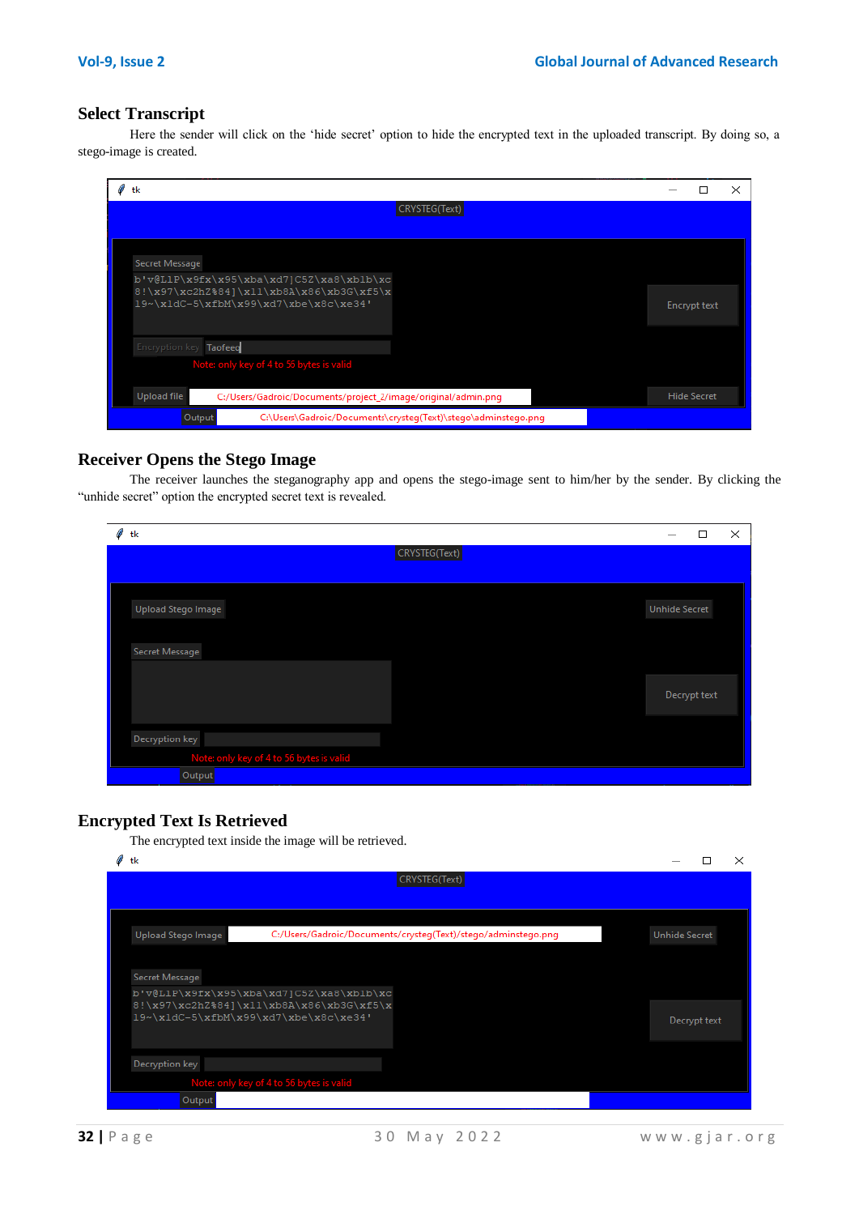## Select Transcript

Here the sender will click on the 'hide secret' option to hide the encrypted text in the uploaded transcript. By doing so, a stego-image is created.

## Receiver Opens the Stego Image

The receiver launches the steganography app and opens the stego-image sent to him/her by the sender. By clicking the "unhide secret" option the encrypted secret text is revealed.

## Encrypted Text Is Retrieved

The encrypted text inside the image will be retrieved.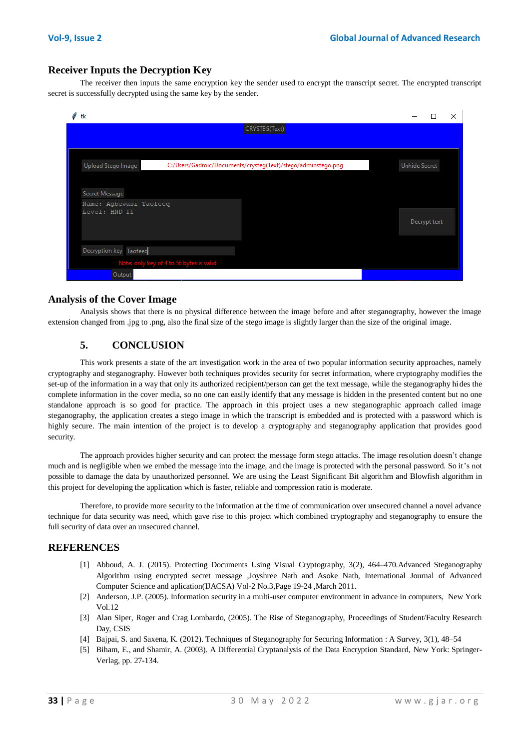### Receiver Inputs the Decryption Key

The receiver then inputs the same encryption key the sender used to encrypt the transcript secret. The encrypted transcript secret is successfully decrypted using the same key by the sender.

### Analysis of the Cover Image

Analysis shows that there is no physical difference between the image before and after steganography, however the image extension changed from .jpg to .png, also the final size of the stego image is slightly larger than the size of the original image.

## 5. CONCLUSION

This work presents a state of the art investigation work in the area of two popular information security approaches, namely cryptography and steganography. However both techniques provides security for secret information, where cryptography modifies the set-up of the information in a way that only its authorized recipient/person can get the text message, while the steganography hides the complete information in the cover media, so no one can easily identify that any message is hidden in the presented content but no one standalone approach is so good for practice. The approach in this project uses a new steganographic approach called image steganography, the application creates a stego image in which the transcript is embedded and is protected with a password which is highly secure. The main intention of the project is to develop a cryptography and steganography application that provides good security.

The approach provides higher security and can protect the message form stego attacks. The image resolution doesn't change much and is negligible when we embed the message into the image, and the image is protected with the personal password. So it's not possible to damage the data by unauthorized personnel. We are using the Least Significant Bit algorithm and Blowfish algorithm in this project for developing the application which is faster, reliable and compression ratio is moderate.

Therefore, to provide more security to the information at the time of communication over unsecured channel a novel advance technique for data security was need, which gave rise to this project which combined cryptography and steganography to ensure the full security of data over an unsecured channel.

## REFERENCES

[1] Abboud, A. J. (2015). Protecting Documents Using Visual Cryptography, 3(2), 464–470.Advanced Steganography Algorithm using encrypted secret message ,Joyshree Nath and Asoke Nath, International Journal of Advanced Computer Science and aplication(IJACSA) Vol-2 No.3,Page 19-24 ,March 2011.

[2] Anderson, J.P. (2005). Information security in a multi-user computer environment in advance in computers, New York Vol.12

[3] Alan Siper, Roger and Crag Lombardo, (2005). The Rise of Steganography, Proceedings of Student/Faculty Research Day, CSIS

[4] Bajpai, S. and Saxena, K. (2012). Techniques of Steganography for Securing Information : A Survey, 3(1), 48–54

[5] Biham, E., and Shamir, A. (2003). A Differential Cryptanalysis of the Data Encryption Standard, New York: Springer-Verlag, pp. 27-134.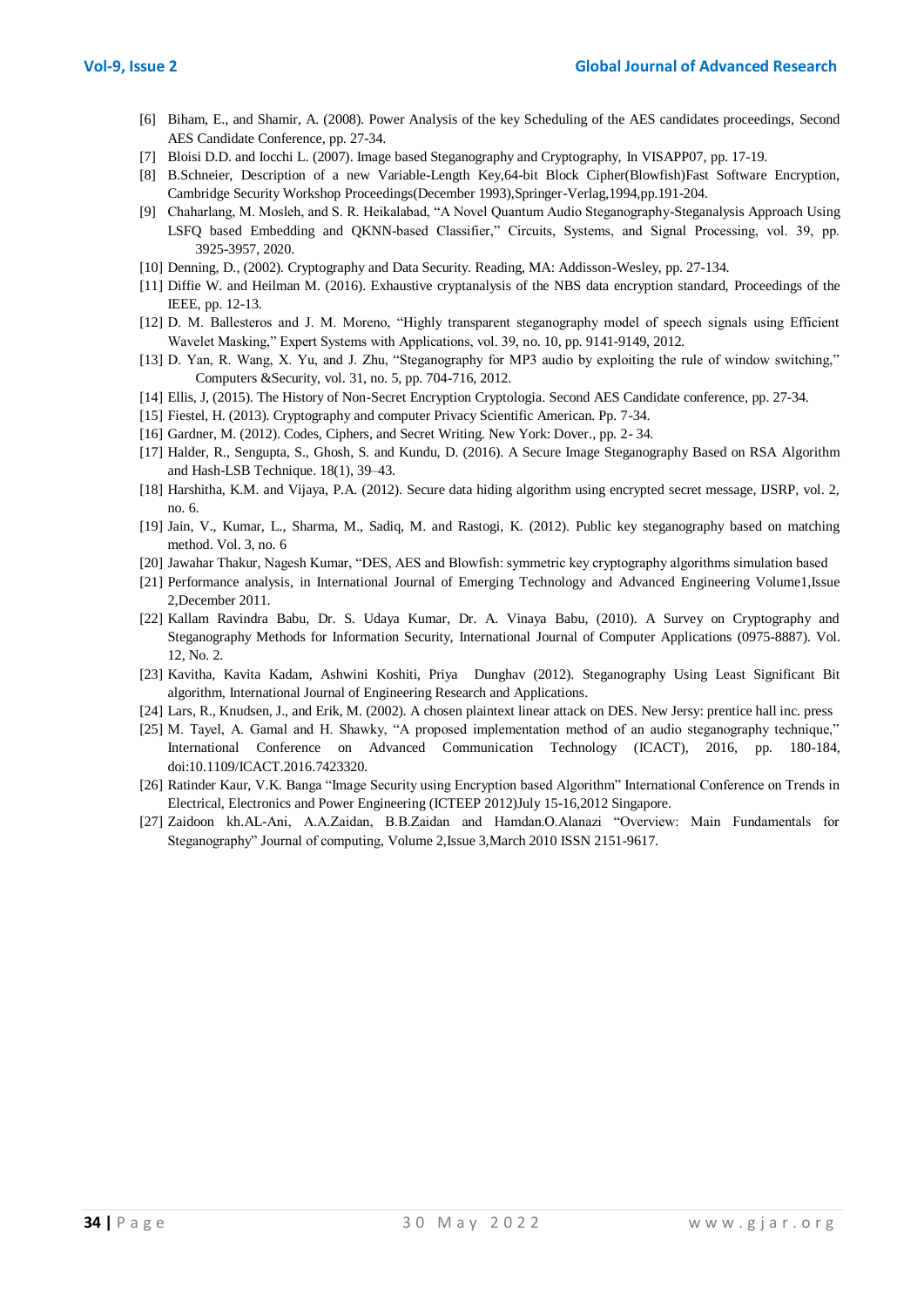- [6] Biham, E., and Shamir, A. (2008). Power Analysis of the key Scheduling of the AES candidates proceedings, Second AES Candidate Conference, pp. 27-34.
- [7] Bloisi D.D. and Iocchi L. (2007). Image based Steganography and Cryptography, In VISAPP07, pp. 17-19.
- [8] B.Schneier, Description of a new Variable-Length Key,64-bit Block Cipher(Blowfish)Fast Software Encryption, Cambridge Security Workshop Proceedings(December 1993),Springer-Verlag,1994,pp.191-204.
- [9] Chaharlang, M. Mosleh, and S. R. Heikalabad, "A Novel Quantum Audio Steganography-Steganalysis Approach Using LSFQ based Embedding and QKNN-based Classifier," Circuits, Systems, and Signal Processing, vol. 39, pp. 3925-3957, 2020.
- [10] Denning, D., (2002). Cryptography and Data Security. Reading, MA: Addisson-Wesley, pp. 27-134.
- [11] Diffie W. and Heilman M. (2016). Exhaustive cryptanalysis of the NBS data encryption standard, Proceedings of the IEEE, pp. 12-13.
- [12] D. M. Ballesteros and J. M. Moreno, "Highly transparent steganography model of speech signals using Efficient Wavelet Masking," Expert Systems with Applications, vol. 39, no. 10, pp. 9141-9149, 2012.
- [13] D. Yan, R. Wang, X. Yu, and J. Zhu, "Steganography for MP3 audio by exploiting the rule of window switching," Computers &Security, vol. 31, no. 5, pp. 704-716, 2012.
- [14] Ellis, J, (2015). The History of Non-Secret Encryption Cryptologia. Second AES Candidate conference, pp. 27-34.
- [15] Fiestel, H. (2013). Cryptography and computer Privacy Scientific American. Pp. 7-34.
- [16] Gardner, M. (2012). Codes, Ciphers, and Secret Writing. New York: Dover., pp. 2- 34.
- [17] Halder, R., Sengupta, S., Ghosh, S. and Kundu, D. (2016). A Secure Image Steganography Based on RSA Algorithm and Hash-LSB Technique. 18(1), 39–43.
- [18] Harshitha, K.M. and Vijaya, P.A. (2012). Secure data hiding algorithm using encrypted secret message, IJSRP, vol. 2, no. 6.
- [19] Jain, V., Kumar, L., Sharma, M., Sadiq, M. and Rastogi, K. (2012). Public key steganography based on matching method. Vol. 3, no. 6
- [20] Jawahar Thakur, Nagesh Kumar, "DES, AES and Blowfish: symmetric key cryptography algorithms simulation based
- [21] Performance analysis, in International Journal of Emerging Technology and Advanced Engineering Volume1,Issue 2,December 2011.
- [22] Kallam Ravindra Babu, Dr. S. Udaya Kumar, Dr. A. Vinaya Babu, (2010). A Survey on Cryptography and Steganography Methods for Information Security, International Journal of Computer Applications (0975-8887). Vol. 12, No. 2.
- [23] Kavitha, Kavita Kadam, Ashwini Koshiti, Priya Dunghav (2012). Steganography Using Least Significant Bit algorithm, International Journal of Engineering Research and Applications.
- [24] Lars, R., Knudsen, J., and Erik, M. (2002). A chosen plaintext linear attack on DES. New Jersy: prentice hall inc. press
- [25] M. Tayel, A. Gamal and H. Shawky, "A proposed implementation method of an audio steganography technique," International Conference on Advanced Communication Technology (ICACT), 2016, pp. 180-184, doi:10.1109/ICACT.2016.7423320.
- [26] Ratinder Kaur, V.K. Banga "Image Security using Encryption based Algorithm" International Conference on Trends in Electrical, Electronics and Power Engineering (ICTEEP 2012)July 15-16,2012 Singapore.
- [27] Zaidoon kh.AL-Ani, A.A.Zaidan, B.B.Zaidan and Hamdan.O.Alanazi "Overview: Main Fundamentals for Steganography" Journal of computing, Volume 2,Issue 3,March 2010 ISSN 2151-9617.